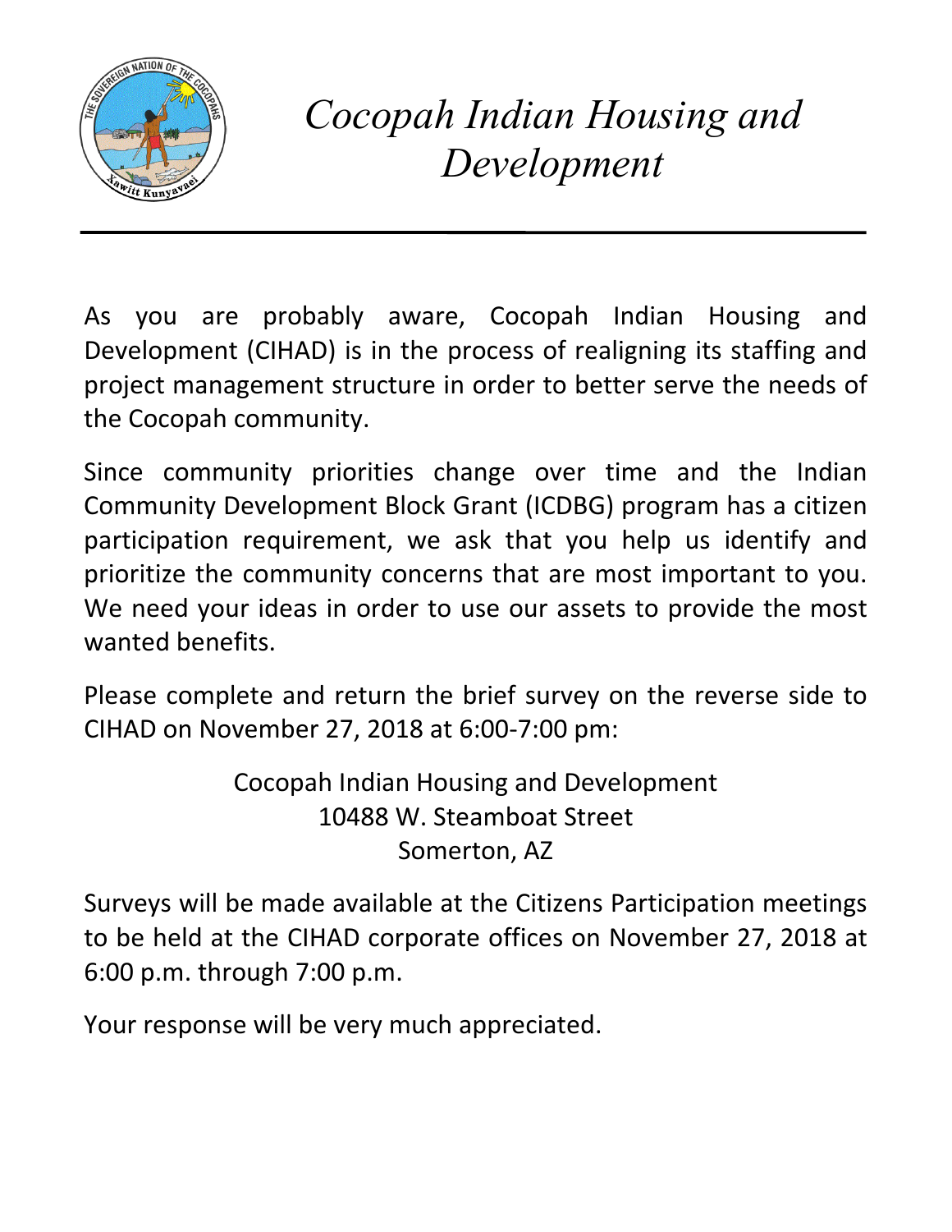# *Cocopah Indian Housing and Development*

---

As you are probably aware, Cocopah Indian Housing and Development (CIHAD) is in the process of realigning its staffing and project management structure in order to better serve the needs of the Cocopah community.

Since community priorities change over time and the Indian Community Development Block Grant (ICDBG) program has a citizen participation requirement, we ask that you help us identify and prioritize the community concerns that are most important to you. We need your ideas in order to use our assets to provide the most wanted benefits.

Please complete and return the brief survey on the reverse side to CIHAD on November 27, 2018 at 6:00-7:00 pm:

Cocopah Indian Housing and Development
10488 W. Steamboat Street
Somerton, AZ

Surveys will be made available at the Citizens Participation meetings to be held at the CIHAD corporate offices on November 27, 2018 at 6:00 p.m. through 7:00 p.m.

Your response will be very much appreciated.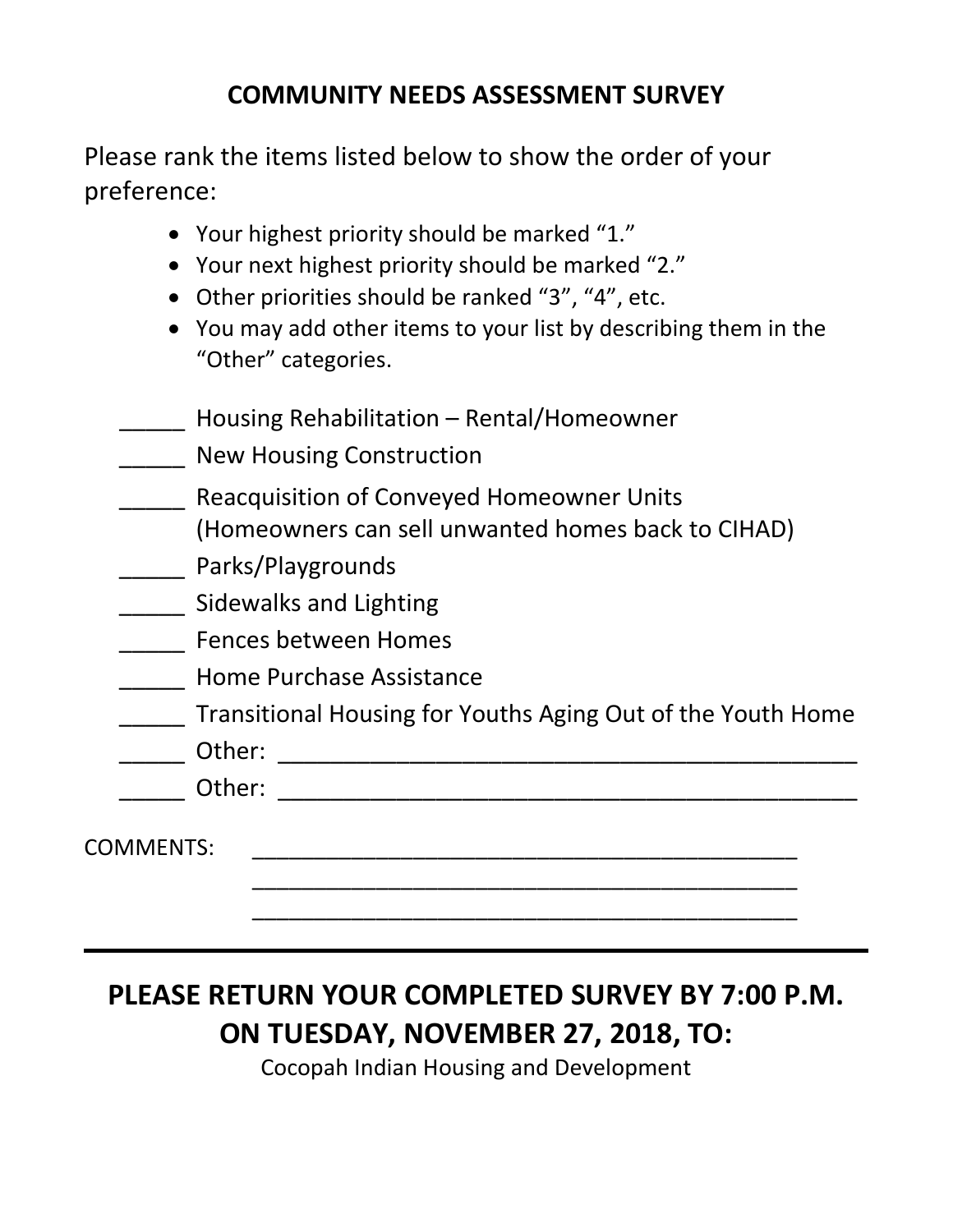# COMMUNITY NEEDS ASSESSMENT SURVEY

Please rank the items listed below to show the order of your preference:

- Your highest priority should be marked "1."
- Your next highest priority should be marked "2."
- Other priorities should be ranked "3", "4", etc.
- You may add other items to your list by describing them in the "Other" categories.

_____ Housing Rehabilitation – Rental/Homeowner

_____ New Housing Construction

_____ Reacquisition of Conveyed Homeowner Units (Homeowners can sell unwanted homes back to CIHAD)

_____ Parks/Playgrounds

_____ Sidewalks and Lighting

_____ Fences between Homes

_____ Home Purchase Assistance

_____ Transitional Housing for Youths Aging Out of the Youth Home

_____ Other: ______________________________________________

_____ Other: ______________________________________________

COMMENTS: ______________________________________________

______________________________________________

______________________________________________

---

**PLEASE RETURN YOUR COMPLETED SURVEY BY 7:00 P.M. ON TUESDAY, NOVEMBER 27, 2018, TO:**

Cocopah Indian Housing and Development